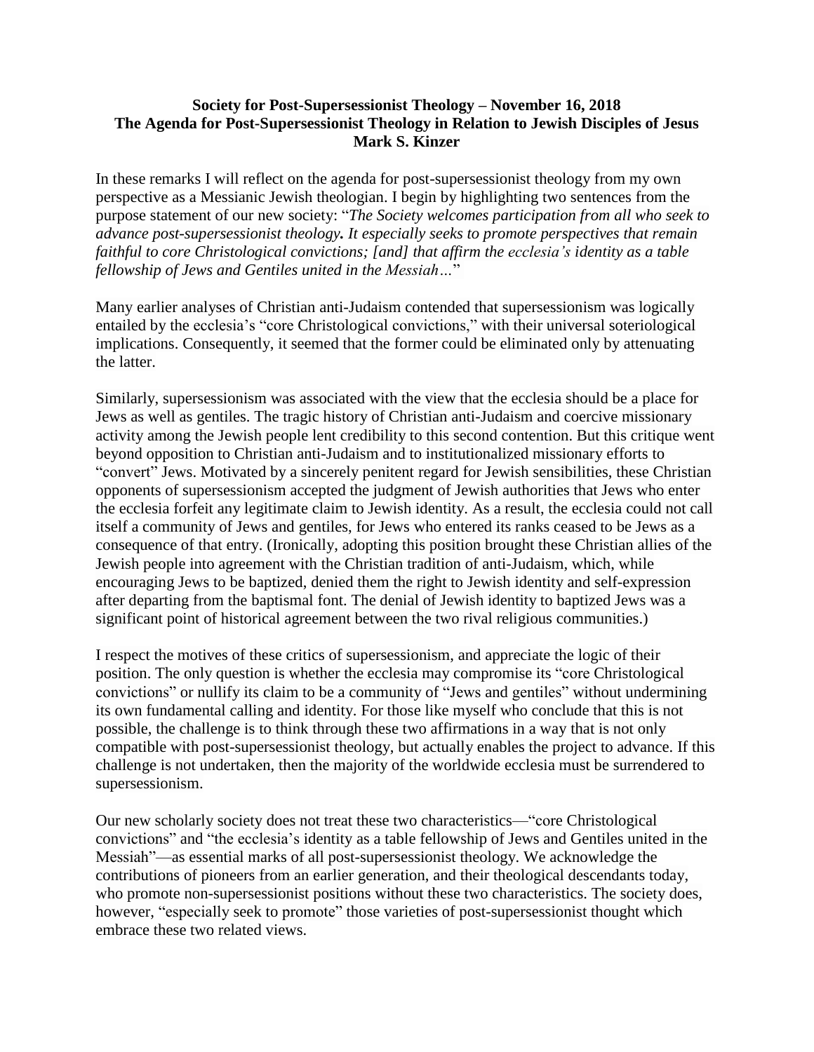**Society for Post-Supersessionist Theology – November 16, 2018**
**The Agenda for Post-Supersessionist Theology in Relation to Jewish Disciples of Jesus**
**Mark S. Kinzer**

In these remarks I will reflect on the agenda for post-supersessionist theology from my own perspective as a Messianic Jewish theologian. I begin by highlighting two sentences from the purpose statement of our new society: "*The Society welcomes participation from all who seek to advance post-supersessionist theology**.** It especially seeks to promote perspectives that remain faithful to core Christological convictions; [and] that affirm the ecclesia's identity as a table fellowship of Jews and Gentiles united in the Messiah…*"

Many earlier analyses of Christian anti-Judaism contended that supersessionism was logically entailed by the ecclesia's "core Christological convictions," with their universal soteriological implications. Consequently, it seemed that the former could be eliminated only by attenuating the latter.

Similarly, supersessionism was associated with the view that the ecclesia should be a place for Jews as well as gentiles. The tragic history of Christian anti-Judaism and coercive missionary activity among the Jewish people lent credibility to this second contention. But this critique went beyond opposition to Christian anti-Judaism and to institutionalized missionary efforts to "convert" Jews. Motivated by a sincerely penitent regard for Jewish sensibilities, these Christian opponents of supersessionism accepted the judgment of Jewish authorities that Jews who enter the ecclesia forfeit any legitimate claim to Jewish identity. As a result, the ecclesia could not call itself a community of Jews and gentiles, for Jews who entered its ranks ceased to be Jews as a consequence of that entry. (Ironically, adopting this position brought these Christian allies of the Jewish people into agreement with the Christian tradition of anti-Judaism, which, while encouraging Jews to be baptized, denied them the right to Jewish identity and self-expression after departing from the baptismal font. The denial of Jewish identity to baptized Jews was a significant point of historical agreement between the two rival religious communities.)

I respect the motives of these critics of supersessionism, and appreciate the logic of their position. The only question is whether the ecclesia may compromise its "core Christological convictions" or nullify its claim to be a community of "Jews and gentiles" without undermining its own fundamental calling and identity. For those like myself who conclude that this is not possible, the challenge is to think through these two affirmations in a way that is not only compatible with post-supersessionist theology, but actually enables the project to advance. If this challenge is not undertaken, then the majority of the worldwide ecclesia must be surrendered to supersessionism.

Our new scholarly society does not treat these two characteristics—"core Christological convictions" and "the ecclesia's identity as a table fellowship of Jews and Gentiles united in the Messiah"—as essential marks of all post-supersessionist theology. We acknowledge the contributions of pioneers from an earlier generation, and their theological descendants today, who promote non-supersessionist positions without these two characteristics. The society does, however, "especially seek to promote" those varieties of post-supersessionist thought which embrace these two related views.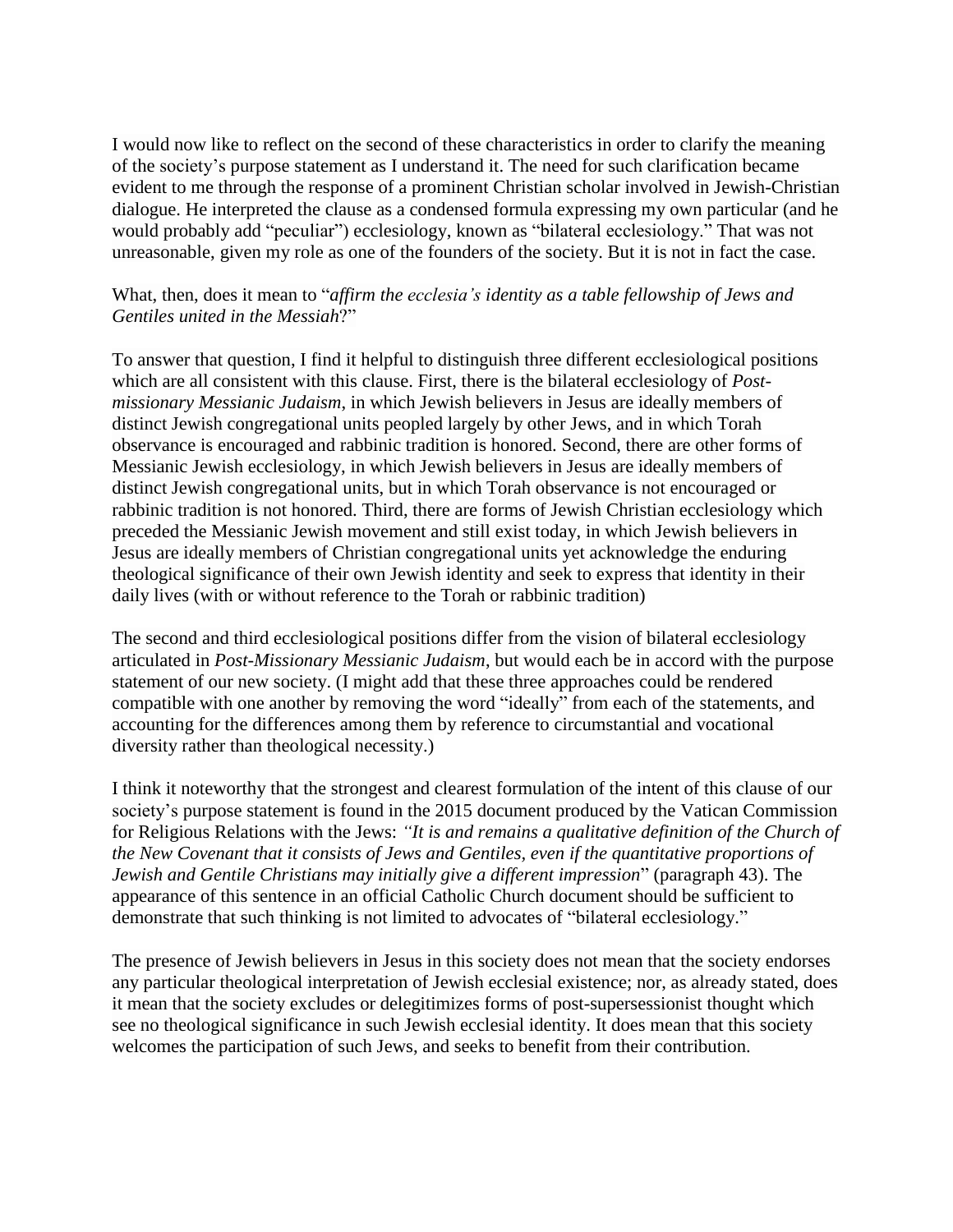I would now like to reflect on the second of these characteristics in order to clarify the meaning of the society's purpose statement as I understand it. The need for such clarification became evident to me through the response of a prominent Christian scholar involved in Jewish-Christian dialogue. He interpreted the clause as a condensed formula expressing my own particular (and he would probably add "peculiar") ecclesiology, known as "bilateral ecclesiology." That was not unreasonable, given my role as one of the founders of the society. But it is not in fact the case.

What, then, does it mean to "*affirm the ecclesia's identity as a table fellowship of Jews and Gentiles united in the Messiah*?"

To answer that question, I find it helpful to distinguish three different ecclesiological positions which are all consistent with this clause. First, there is the bilateral ecclesiology of *Post-missionary Messianic Judaism*, in which Jewish believers in Jesus are ideally members of distinct Jewish congregational units peopled largely by other Jews, and in which Torah observance is encouraged and rabbinic tradition is honored. Second, there are other forms of Messianic Jewish ecclesiology, in which Jewish believers in Jesus are ideally members of distinct Jewish congregational units, but in which Torah observance is not encouraged or rabbinic tradition is not honored. Third, there are forms of Jewish Christian ecclesiology which preceded the Messianic Jewish movement and still exist today, in which Jewish believers in Jesus are ideally members of Christian congregational units yet acknowledge the enduring theological significance of their own Jewish identity and seek to express that identity in their daily lives (with or without reference to the Torah or rabbinic tradition)

The second and third ecclesiological positions differ from the vision of bilateral ecclesiology articulated in *Post-Missionary Messianic Judaism*, but would each be in accord with the purpose statement of our new society. (I might add that these three approaches could be rendered compatible with one another by removing the word "ideally" from each of the statements, and accounting for the differences among them by reference to circumstantial and vocational diversity rather than theological necessity.)

I think it noteworthy that the strongest and clearest formulation of the intent of this clause of our society's purpose statement is found in the 2015 document produced by the Vatican Commission for Religious Relations with the Jews: *"It is and remains a qualitative definition of the Church of the New Covenant that it consists of Jews and Gentiles, even if the quantitative proportions of Jewish and Gentile Christians may initially give a different impression*" (paragraph 43). The appearance of this sentence in an official Catholic Church document should be sufficient to demonstrate that such thinking is not limited to advocates of "bilateral ecclesiology."

The presence of Jewish believers in Jesus in this society does not mean that the society endorses any particular theological interpretation of Jewish ecclesial existence; nor, as already stated, does it mean that the society excludes or delegitimizes forms of post-supersessionist thought which see no theological significance in such Jewish ecclesial identity. It does mean that this society welcomes the participation of such Jews, and seeks to benefit from their contribution.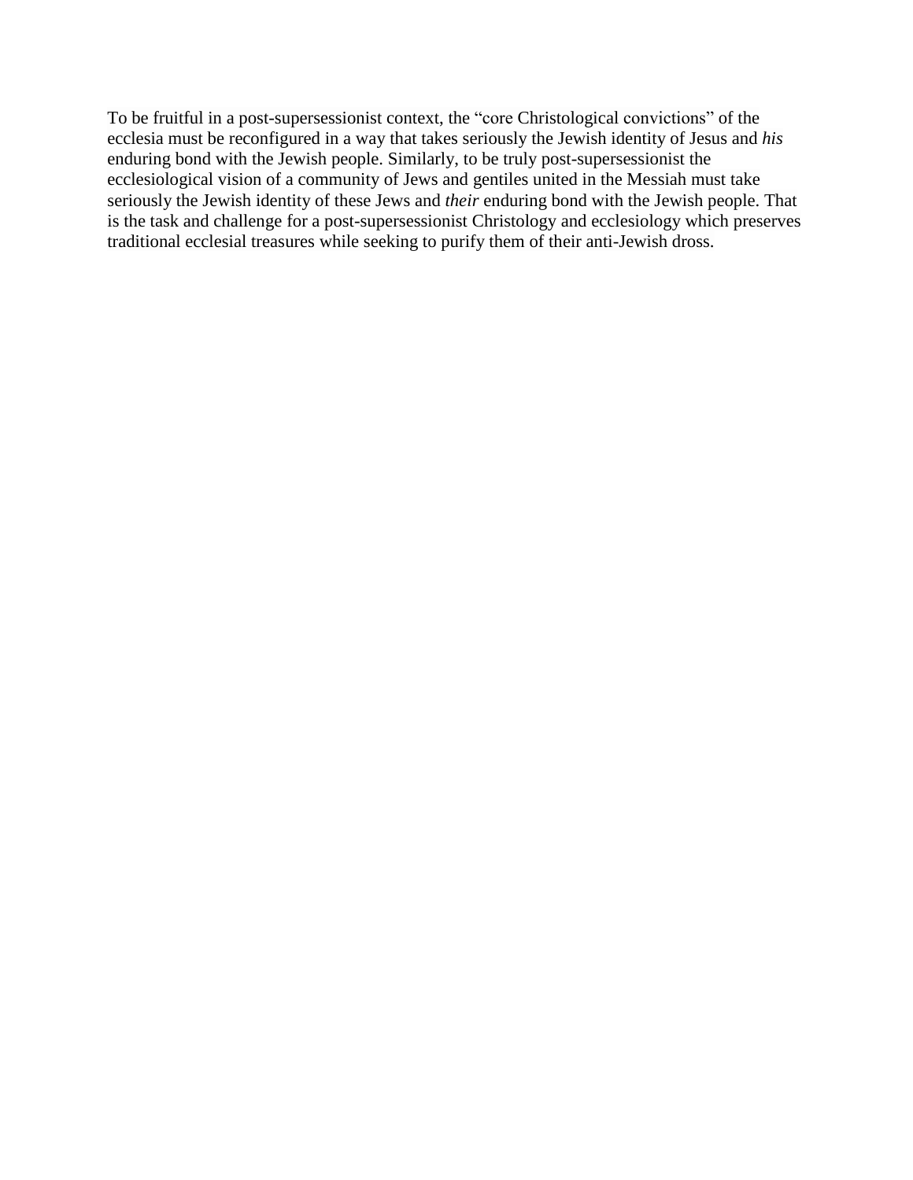To be fruitful in a post-supersessionist context, the “core Christological convictions” of the ecclesia must be reconfigured in a way that takes seriously the Jewish identity of Jesus and *his* enduring bond with the Jewish people. Similarly, to be truly post-supersessionist the ecclesiological vision of a community of Jews and gentiles united in the Messiah must take seriously the Jewish identity of these Jews and *their* enduring bond with the Jewish people. That is the task and challenge for a post-supersessionist Christology and ecclesiology which preserves traditional ecclesial treasures while seeking to purify them of their anti-Jewish dross.